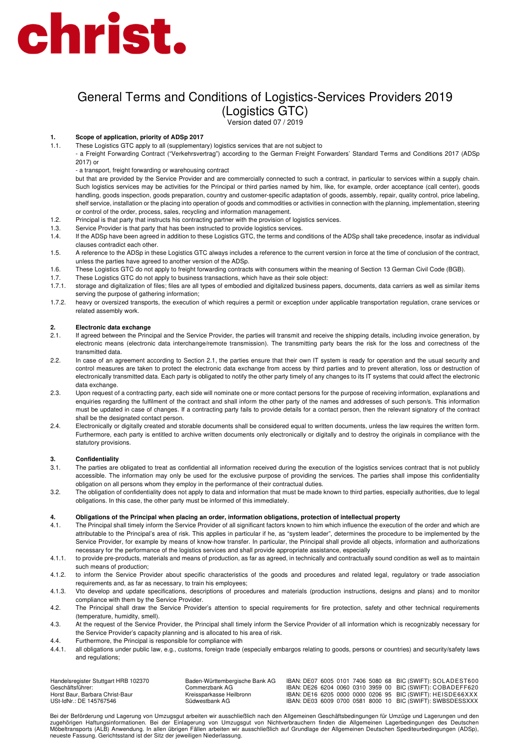# christ.

# General Terms and Conditions of Logistics-Services Providers 2019 (Logistics GTC)

Version dated 07 / 2019

**1. Scope of application, priority of ADSp 2017**

1.1. These Logistics GTC apply to all (supplementary) logistics services that are not subject to
- a Freight Forwarding Contract ("Verkehrsvertrag") according to the German Freight Forwarders' Standard Terms and Conditions 2017 (ADSp 2017) or
- a transport, freight forwarding or warehousing contract

but that are provided by the Service Provider and are commercially connected to such a contract, in particular to services within a supply chain. Such logistics services may be activities for the Principal or third parties named by him, like, for example, order acceptance (call center), goods handling, goods inspection, goods preparation, country and customer-specific adaptation of goods, assembly, repair, quality control, price labeling, shelf service, installation or the placing into operation of goods and commodities or activities in connection with the planning, implementation, steering or control of the order, process, sales, recycling and information management.

1.2. Principal is that party that instructs his contracting partner with the provision of logistics services.

1.3. Service Provider is that party that has been instructed to provide logistics services.

1.4. If the ADSp have been agreed in addition to these Logistics GTC, the terms and conditions of the ADSp shall take precedence, insofar as individual clauses contradict each other.

1.5. A reference to the ADSp in these Logistics GTC always includes a reference to the current version in force at the time of conclusion of the contract, unless the parties have agreed to another version of the ADSp.

1.6. These Logistics GTC do not apply to freight forwarding contracts with consumers within the meaning of Section 13 German Civil Code (BGB).

1.7. These Logistics GTC do not apply to business transactions, which have as their sole object:

1.7.1. storage and digitalization of files; files are all types of embodied and digitalized business papers, documents, data carriers as well as similar items serving the purpose of gathering information;

1.7.2. heavy or oversized transports, the execution of which requires a permit or exception under applicable transportation regulation, crane services or related assembly work.

**2. Electronic data exchange**

2.1. If agreed between the Principal and the Service Provider, the parties will transmit and receive the shipping details, including invoice generation, by electronic means (electronic data interchange/remote transmission). The transmitting party bears the risk for the loss and correctness of the transmitted data.

2.2. In case of an agreement according to Section 2.1, the parties ensure that their own IT system is ready for operation and the usual security and control measures are taken to protect the electronic data exchange from access by third parties and to prevent alteration, loss or destruction of electronically transmitted data. Each party is obligated to notify the other party timely of any changes to its IT systems that could affect the electronic data exchange.

2.3. Upon request of a contracting party, each side will nominate one or more contact persons for the purpose of receiving information, explanations and enquiries regarding the fulfilment of the contract and shall inform the other party of the names and addresses of such person/s. This information must be updated in case of changes. If a contracting party fails to provide details for a contact person, then the relevant signatory of the contract shall be the designated contact person.

2.4. Electronically or digitally created and storable documents shall be considered equal to written documents, unless the law requires the written form. Furthermore, each party is entitled to archive written documents only electronically or digitally and to destroy the originals in compliance with the statutory provisions.

**3. Confidentiality**

3.1. The parties are obligated to treat as confidential all information received during the execution of the logistics services contract that is not publicly accessible. The information may only be used for the exclusive purpose of providing the services. The parties shall impose this confidentiality obligation on all persons whom they employ in the performance of their contractual duties.

3.2. The obligation of confidentiality does not apply to data and information that must be made known to third parties, especially authorities, due to legal obligations. In this case, the other party must be informed of this immediately.

**4. Obligations of the Principal when placing an order, information obligations, protection of intellectual property**

4.1. The Principal shall timely inform the Service Provider of all significant factors known to him which influence the execution of the order and which are attributable to the Principal's area of risk. This applies in particular if he, as "system leader", determines the procedure to be implemented by the Service Provider, for example by means of know-how transfer. In particular, the Principal shall provide all objects, information and authorizations necessary for the performance of the logistics services and shall provide appropriate assistance, especially

4.1.1. to provide pre-products, materials and means of production, as far as agreed, in technically and contractually sound condition as well as to maintain such means of production;

4.1.2. to inform the Service Provider about specific characteristics of the goods and procedures and related legal, regulatory or trade association requirements and, as far as necessary, to train his employees;

4.1.3. Vto develop and update specifications, descriptions of procedures and materials (production instructions, designs and plans) and to monitor compliance with them by the Service Provider.

4.2. The Principal shall draw the Service Provider's attention to special requirements for fire protection, safety and other technical requirements (temperature, humidity, smell).

4.3. At the request of the Service Provider, the Principal shall timely inform the Service Provider of all information which is recognizably necessary for the Service Provider's capacity planning and is allocated to his area of risk.

4.4. Furthermore, the Principal is responsible for compliance with

4.4.1. all obligations under public law, e.g., customs, foreign trade (especially embargos relating to goods, persons or countries) and security/safety laws and regulations;

Handelsregister Stuttgart HRB 102370
Geschäftsführer:
Horst Baur, Barbara Christ-Baur
USt-IdNr.: DE 145767546

| Bank | IBAN | BIC (SWIFT) |
|---|---|---|
| Baden-Württembergische Bank AG | IBAN: DE07 6005 0101 7406 5080 68 | BIC (SWIFT): SOLADEST600 |
| Commerzbank AG | IBAN: DE26 6204 0060 0310 3959 00 | BIC (SWIFT): COBADEFF620 |
| Kreissparkasse Heilbronn | IBAN: DE16 6205 0000 0000 0206 95 | BIC (SWIFT): HEISDE66XXX |
| Südwestbank AG | IBAN: DE03 6009 0700 0581 8000 10 | BIC (SWIFT): SWBSDESSXXX |

Bei der Beförderung und Lagerung von Umzugsgut arbeiten wir ausschließlich nach den Allgemeinen Geschäftsbedingungen für Umzüge und Lagerungen und den zugehörigen Haftungsinformationen. Bei der Einlagerung von Umzugsgut von Nichtverbrauchern finden die Allgemeinen Lagerbedingungen des Deutschen Möbeltransports (ALB) Anwendung. In allen übrigen Fällen arbeiten wir ausschließlich auf Grundlage der Allgemeinen Deutschen Spediteurbedingungen (ADSp), neueste Fassung. Gerichtsstand ist der Sitz der jeweiligen Niederlassung.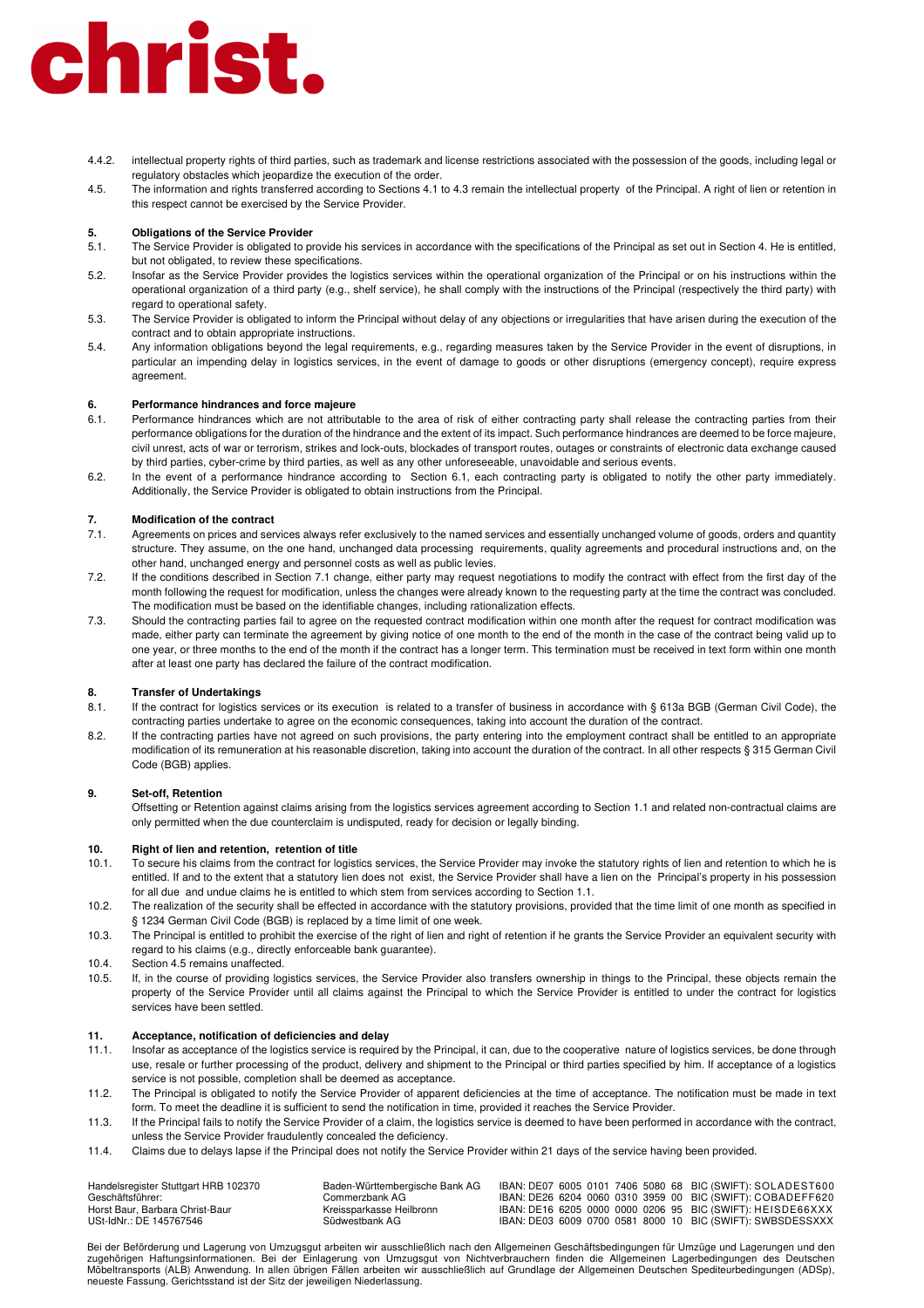4.4.2. intellectual property rights of third parties, such as trademark and license restrictions associated with the possession of the goods, including legal or regulatory obstacles which jeopardize the execution of the order.

4.5. The information and rights transferred according to Sections 4.1 to 4.3 remain the intellectual property of the Principal. A right of lien or retention in this respect cannot be exercised by the Service Provider.

## 5. Obligations of the Service Provider

5.1. The Service Provider is obligated to provide his services in accordance with the specifications of the Principal as set out in Section 4. He is entitled, but not obligated, to review these specifications.

5.2. Insofar as the Service Provider provides the logistics services within the operational organization of the Principal or on his instructions within the operational organization of a third party (e.g., shelf service), he shall comply with the instructions of the Principal (respectively the third party) with regard to operational safety.

5.3. The Service Provider is obligated to inform the Principal without delay of any objections or irregularities that have arisen during the execution of the contract and to obtain appropriate instructions.

5.4. Any information obligations beyond the legal requirements, e.g., regarding measures taken by the Service Provider in the event of disruptions, in particular an impending delay in logistics services, in the event of damage to goods or other disruptions (emergency concept), require express agreement.

## 6. Performance hindrances and force majeure

6.1. Performance hindrances which are not attributable to the area of risk of either contracting party shall release the contracting parties from their performance obligations for the duration of the hindrance and the extent of its impact. Such performance hindrances are deemed to be force majeure, civil unrest, acts of war or terrorism, strikes and lock-outs, blockades of transport routes, outages or constraints of electronic data exchange caused by third parties, cyber-crime by third parties, as well as any other unforeseeable, unavoidable and serious events.

6.2. In the event of a performance hindrance according to Section 6.1, each contracting party is obligated to notify the other party immediately. Additionally, the Service Provider is obligated to obtain instructions from the Principal.

## 7. Modification of the contract

7.1. Agreements on prices and services always refer exclusively to the named services and essentially unchanged volume of goods, orders and quantity structure. They assume, on the one hand, unchanged data processing requirements, quality agreements and procedural instructions and, on the other hand, unchanged energy and personnel costs as well as public levies.

7.2. If the conditions described in Section 7.1 change, either party may request negotiations to modify the contract with effect from the first day of the month following the request for modification, unless the changes were already known to the requesting party at the time the contract was concluded. The modification must be based on the identifiable changes, including rationalization effects.

7.3. Should the contracting parties fail to agree on the requested contract modification within one month after the request for contract modification was made, either party can terminate the agreement by giving notice of one month to the end of the month in the case of the contract being valid up to one year, or three months to the end of the month if the contract has a longer term. This termination must be received in text form within one month after at least one party has declared the failure of the contract modification.

## 8. Transfer of Undertakings

8.1. If the contract for logistics services or its execution is related to a transfer of business in accordance with § 613a BGB (German Civil Code), the contracting parties undertake to agree on the economic consequences, taking into account the duration of the contract.

8.2. If the contracting parties have not agreed on such provisions, the party entering into the employment contract shall be entitled to an appropriate modification of its remuneration at his reasonable discretion, taking into account the duration of the contract. In all other respects § 315 German Civil Code (BGB) applies.

## 9. Set-off, Retention

Offsetting or Retention against claims arising from the logistics services agreement according to Section 1.1 and related non-contractual claims are only permitted when the due counterclaim is undisputed, ready for decision or legally binding.

## 10. Right of lien and retention, retention of title

10.1. To secure his claims from the contract for logistics services, the Service Provider may invoke the statutory rights of lien and retention to which he is entitled. If and to the extent that a statutory lien does not exist, the Service Provider shall have a lien on the Principal's property in his possession for all due and undue claims he is entitled to which stem from services according to Section 1.1.

10.2. The realization of the security shall be effected in accordance with the statutory provisions, provided that the time limit of one month as specified in § 1234 German Civil Code (BGB) is replaced by a time limit of one week.

10.3. The Principal is entitled to prohibit the exercise of the right of lien and right of retention if he grants the Service Provider an equivalent security with regard to his claims (e.g., directly enforceable bank guarantee).

10.4. Section 4.5 remains unaffected.

10.5. If, in the course of providing logistics services, the Service Provider also transfers ownership in things to the Principal, these objects remain the property of the Service Provider until all claims against the Principal to which the Service Provider is entitled to under the contract for logistics services have been settled.

## 11. Acceptance, notification of deficiencies and delay

11.1. Insofar as acceptance of the logistics service is required by the Principal, it can, due to the cooperative nature of logistics services, be done through use, resale or further processing of the product, delivery and shipment to the Principal or third parties specified by him. If acceptance of a logistics service is not possible, completion shall be deemed as acceptance.

11.2. The Principal is obligated to notify the Service Provider of apparent deficiencies at the time of acceptance. The notification must be made in text form. To meet the deadline it is sufficient to send the notification in time, provided it reaches the Service Provider.

11.3. If the Principal fails to notify the Service Provider of a claim, the logistics service is deemed to have been performed in accordance with the contract, unless the Service Provider fraudulently concealed the deficiency.

11.4. Claims due to delays lapse if the Principal does not notify the Service Provider within 21 days of the service having been provided.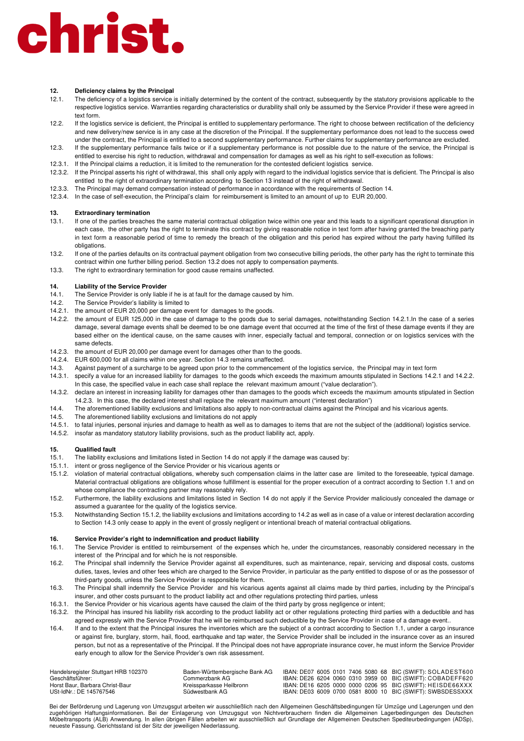# christ.

## 12. Deficiency claims by the Principal

12.1. The deficiency of a logistics service is initially determined by the content of the contract, subsequently by the statutory provisions applicable to the respective logistics service. Warranties regarding characteristics or durability shall only be assumed by the Service Provider if these were agreed in text form.

12.2. If the logistics service is deficient, the Principal is entitled to supplementary performance. The right to choose between rectification of the deficiency and new delivery/new service is in any case at the discretion of the Principal. If the supplementary performance does not lead to the success owed under the contract, the Principal is entitled to a second supplementary performance. Further claims for supplementary performance are excluded.

12.3. If the supplementary performance fails twice or if a supplementary performance is not possible due to the nature of the service, the Principal is entitled to exercise his right to reduction, withdrawal and compensation for damages as well as his right to self-execution as follows:

12.3.1. If the Principal claims a reduction, it is limited to the remuneration for the contested deficient logistics service.

12.3.2. If the Principal asserts his right of withdrawal, this shall only apply with regard to the individual logistics service that is deficient. The Principal is also entitled to the right of extraordinary termination according to Section 13 instead of the right of withdrawal.

12.3.3. The Principal may demand compensation instead of performance in accordance with the requirements of Section 14.

12.3.4. In the case of self-execution, the Principal's claim for reimbursement is limited to an amount of up to EUR 20,000.

## 13. Extraordinary termination

13.1. If one of the parties breaches the same material contractual obligation twice within one year and this leads to a significant operational disruption in each case, the other party has the right to terminate this contract by giving reasonable notice in text form after having granted the breaching party in text form a reasonable period of time to remedy the breach of the obligation and this period has expired without the party having fulfilled its obligations.

13.2. If one of the parties defaults on its contractual payment obligation from two consecutive billing periods, the other party has the right to terminate this contract within one further billing period. Section 13.2 does not apply to compensation payments.

13.3. The right to extraordinary termination for good cause remains unaffected.

## 14. Liability of the Service Provider

14.1. The Service Provider is only liable if he is at fault for the damage caused by him.

14.2. The Service Provider's liability is limited to

14.2.1. the amount of EUR 20,000 per damage event for damages to the goods.

14.2.2. the amount of EUR 125,000 in the case of damage to the goods due to serial damages, notwithstanding Section 14.2.1.In the case of a series damage, several damage events shall be deemed to be one damage event that occurred at the time of the first of these damage events if they are based either on the identical cause, on the same causes with inner, especially factual and temporal, connection or on logistics services with the same defects.

14.2.3. the amount of EUR 20,000 per damage event for damages other than to the goods.

14.2.4. EUR 600,000 for all claims within one year. Section 14.3 remains unaffected.

14.3. Against payment of a surcharge to be agreed upon prior to the commencement of the logistics service, the Principal may in text form

14.3.1. specify a value for an increased liability for damages to the goods which exceeds the maximum amounts stipulated in Sections 14.2.1 and 14.2.2. In this case, the specified value in each case shall replace the relevant maximum amount ("value declaration").

14.3.2. declare an interest in increasing liability for damages other than damages to the goods which exceeds the maximum amounts stipulated in Section 14.2.3. In this case, the declared interest shall replace the relevant maximum amount ("interest declaration")

14.4. The aforementioned liability exclusions and limitations also apply to non-contractual claims against the Principal and his vicarious agents.

14.5. The aforementioned liability exclusions and limitations do not apply

14.5.1. to fatal injuries, personal injuries and damage to health as well as to damages to items that are not the subject of the (additional) logistics service.

14.5.2. insofar as mandatory statutory liability provisions, such as the product liability act, apply.

## 15. Qualified fault

15.1. The liability exclusions and limitations listed in Section 14 do not apply if the damage was caused by:

15.1.1. intent or gross negligence of the Service Provider or his vicarious agents or

15.1.2. violation of material contractual obligations, whereby such compensation claims in the latter case are limited to the foreseeable, typical damage. Material contractual obligations are obligations whose fulfillment is essential for the proper execution of a contract according to Section 1.1 and on whose compliance the contracting partner may reasonably rely.

15.2. Furthermore, the liability exclusions and limitations listed in Section 14 do not apply if the Service Provider maliciously concealed the damage or assumed a guarantee for the quality of the logistics service.

15.3. Notwithstanding Section 15.1.2, the liability exclusions and limitations according to 14.2 as well as in case of a value or interest declaration according to Section 14.3 only cease to apply in the event of grossly negligent or intentional breach of material contractual obligations.

## 16. Service Provider's right to indemnification and product liability

16.1. The Service Provider is entitled to reimbursement of the expenses which he, under the circumstances, reasonably considered necessary in the interest of the Principal and for which he is not responsible.

16.2. The Principal shall indemnify the Service Provider against all expenditures, such as maintenance, repair, servicing and disposal costs, customs duties, taxes, levies and other fees which are charged to the Service Provider, in particular as the party entitled to dispose of or as the possessor of third-party goods, unless the Service Provider is responsible for them.

16.3. The Principal shall indemnify the Service Provider and his vicarious agents against all claims made by third parties, including by the Principal's insurer, and other costs pursuant to the product liability act and other regulations protecting third parties, unless

16.3.1. the Service Provider or his vicarious agents have caused the claim of the third party by gross negligence or intent;

16.3.2. the Principal has insured his liability risk according to the product liability act or other regulations protecting third parties with a deductible and has agreed expressly with the Service Provider that he will be reimbursed such deductible by the Service Provider in case of a damage event..

16.4. If and to the extent that the Principal insures the inventories which are the subject of a contract according to Section 1.1, under a cargo insurance or against fire, burglary, storm, hail, flood, earthquake and tap water, the Service Provider shall be included in the insurance cover as an insured person, but not as a representative of the Principal. If the Principal does not have appropriate insurance cover, he must inform the Service Provider early enough to allow for the Service Provider's own risk assessment.

| | | |
|---|---|---|
| Handelsregister Stuttgart HRB 102370 | Baden-Württembergische Bank AG | IBAN: DE07 6005 0101 7406 5080 68 BIC (SWIFT): SOLADEST600 |
| Geschäftsführer: | Commerzbank AG | IBAN: DE26 6204 0060 0310 3959 00 BIC (SWIFT): COBADEFF620 |
| Horst Baur, Barbara Christ-Baur | Kreissparkasse Heilbronn | IBAN: DE16 6205 0000 0000 0206 95 BIC (SWIFT): HEISDE66XXX |
| USt-IdNr.: DE 145767546 | Südwestbank AG | IBAN: DE03 6009 0700 0581 8000 10 BIC (SWIFT): SWBSDESSXXX |

Bei der Beförderung und Lagerung von Umzugsgut arbeiten wir ausschließlich nach den Allgemeinen Geschäftsbedingungen für Umzüge und Lagerungen und den zugehörigen Haftungsinformationen. Bei der Einlagerung von Umzugsgut von Nichtverbrauchern finden die Allgemeinen Lagerbedingungen des Deutschen Möbeltransports (ALB) Anwendung. In allen übrigen Fällen arbeiten wir ausschließlich auf Grundlage der Allgemeinen Deutschen Spediteurbedingungen (ADSp), neueste Fassung. Gerichtsstand ist der Sitz der jeweiligen Niederlassung.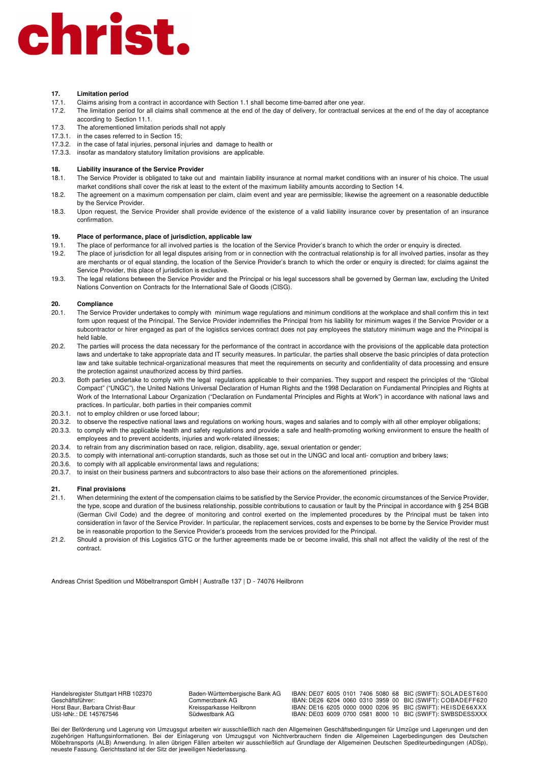**christ.**

## 17. Limitation period

17.1. Claims arising from a contract in accordance with Section 1.1 shall become time-barred after one year.

17.2. The limitation period for all claims shall commence at the end of the day of delivery, for contractual services at the end of the day of acceptance according to Section 11.1.

17.3. The aforementioned limitation periods shall not apply

17.3.1. in the cases referred to in Section 15;

17.3.2. in the case of fatal injuries, personal injuries and damage to health or

17.3.3. insofar as mandatory statutory limitation provisions are applicable.

## 18. Liability insurance of the Service Provider

18.1. The Service Provider is obligated to take out and maintain liability insurance at normal market conditions with an insurer of his choice. The usual market conditions shall cover the risk at least to the extent of the maximum liability amounts according to Section 14.

18.2. The agreement on a maximum compensation per claim, claim event and year are permissible; likewise the agreement on a reasonable deductible by the Service Provider.

18.3. Upon request, the Service Provider shall provide evidence of the existence of a valid liability insurance cover by presentation of an insurance confirmation.

## 19. Place of performance, place of jurisdiction, applicable law

19.1. The place of performance for all involved parties is the location of the Service Provider's branch to which the order or enquiry is directed.

19.2. The place of jurisdiction for all legal disputes arising from or in connection with the contractual relationship is for all involved parties, insofar as they are merchants or of equal standing, the location of the Service Provider's branch to which the order or enquiry is directed; for claims against the Service Provider, this place of jurisdiction is exclusive.

19.3. The legal relations between the Service Provider and the Principal or his legal successors shall be governed by German law, excluding the United Nations Convention on Contracts for the International Sale of Goods (CISG).

## 20. Compliance

20.1. The Service Provider undertakes to comply with minimum wage regulations and minimum conditions at the workplace and shall confirm this in text form upon request of the Principal. The Service Provider indemnifies the Principal from his liability for minimum wages if the Service Provider or a subcontractor or hirer engaged as part of the logistics services contract does not pay employees the statutory minimum wage and the Principal is held liable.

20.2. The parties will process the data necessary for the performance of the contract in accordance with the provisions of the applicable data protection laws and undertake to take appropriate data and IT security measures. In particular, the parties shall observe the basic principles of data protection law and take suitable technical-organizational measures that meet the requirements on security and confidentiality of data processing and ensure the protection against unauthorized access by third parties.

20.3. Both parties undertake to comply with the legal regulations applicable to their companies. They support and respect the principles of the "Global Compact" ("UNGC"), the United Nations Universal Declaration of Human Rights and the 1998 Declaration on Fundamental Principles and Rights at Work of the International Labour Organization ("Declaration on Fundamental Principles and Rights at Work") in accordance with national laws and practices. In particular, both parties in their companies commit

20.3.1. not to employ children or use forced labour;

20.3.2. to observe the respective national laws and regulations on working hours, wages and salaries and to comply with all other employer obligations;

20.3.3. to comply with the applicable health and safety regulations and provide a safe and health-promoting working environment to ensure the health of employees and to prevent accidents, injuries and work-related illnesses;

20.3.4. to refrain from any discrimination based on race, religion, disability, age, sexual orientation or gender;

20.3.5. to comply with international anti-corruption standards, such as those set out in the UNGC and local anti- corruption and bribery laws;

20.3.6. to comply with all applicable environmental laws and regulations;

20.3.7. to insist on their business partners and subcontractors to also base their actions on the aforementioned principles.

## 21. Final provisions

21.1. When determining the extent of the compensation claims to be satisfied by the Service Provider, the economic circumstances of the Service Provider, the type, scope and duration of the business relationship, possible contributions to causation or fault by the Principal in accordance with § 254 BGB (German Civil Code) and the degree of monitoring and control exerted on the implemented procedures by the Principal must be taken into consideration in favor of the Service Provider. In particular, the replacement services, costs and expenses to be borne by the Service Provider must be in reasonable proportion to the Service Provider's proceeds from the services provided for the Principal.

21.2. Should a provision of this Logistics GTC or the further agreements made be or become invalid, this shall not affect the validity of the rest of the contract.

Andreas Christ Spedition und Möbeltransport GmbH | Austraße 137 | D - 74076 Heilbronn

Handelsregister Stuttgart HRB 102370
Geschäftsführer:
Horst Baur, Barbara Christ-Baur
USt-IdNr.: DE 145767546

Baden-Württembergische Bank AG — IBAN: DE07 6005 0101 7406 5080 68 — BIC (SWIFT): SOLADEST600
Commerzbank AG — IBAN: DE26 6204 0060 0310 3959 00 — BIC (SWIFT): COBADEFF620
Kreissparkasse Heilbronn — IBAN: DE16 6205 0000 0000 0206 95 — BIC (SWIFT): HEISDE66XXX
Südwestbank AG — IBAN: DE03 6009 0700 0581 8000 10 — BIC (SWIFT): SWBSDESSXXX

Bei der Beförderung und Lagerung von Umzugsgut arbeiten wir ausschließlich nach den Allgemeinen Geschäftsbedingungen für Umzüge und Lagerungen und den zugehörigen Haftungsinformationen. Bei der Einlagerung von Umzugsgut von Nichtverbrauchern finden die Allgemeinen Lagerbedingungen des Deutschen Möbeltransports (ALB) Anwendung. In allen übrigen Fällen arbeiten wir ausschließlich auf Grundlage der Allgemeinen Deutschen Spediteurbedingungen (ADSp), neueste Fassung. Gerichtsstand ist der Sitz der jeweiligen Niederlassung.